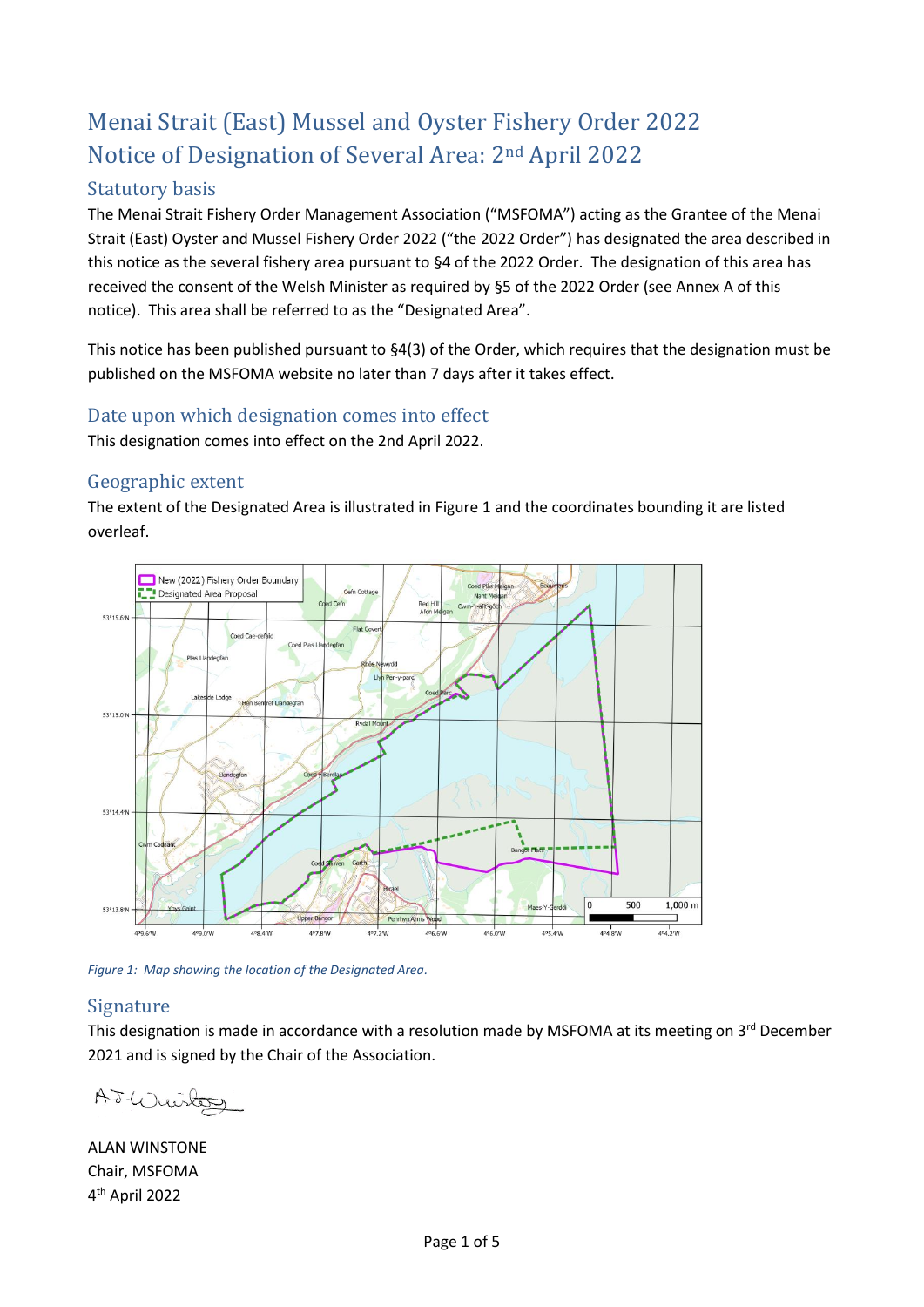# Menai Strait (East) Mussel and Oyster Fishery Order 2022
# Notice of Designation of Several Area: 2nd April 2022

## Statutory basis

The Menai Strait Fishery Order Management Association ("MSFOMA") acting as the Grantee of the Menai Strait (East) Oyster and Mussel Fishery Order 2022 ("the 2022 Order") has designated the area described in this notice as the several fishery area pursuant to §4 of the 2022 Order. The designation of this area has received the consent of the Welsh Minister as required by §5 of the 2022 Order (see Annex A of this notice). This area shall be referred to as the "Designated Area".

This notice has been published pursuant to §4(3) of the Order, which requires that the designation must be published on the MSFOMA website no later than 7 days after it takes effect.

## Date upon which designation comes into effect

This designation comes into effect on the 2nd April 2022.

## Geographic extent

The extent of the Designated Area is illustrated in Figure 1 and the coordinates bounding it are listed overleaf.

*Figure 1: Map showing the location of the Designated Area.*

## Signature

This designation is made in accordance with a resolution made by MSFOMA at its meeting on 3rd December 2021 and is signed by the Chair of the Association.

ALAN WINSTONE
Chair, MSFOMA
4th April 2022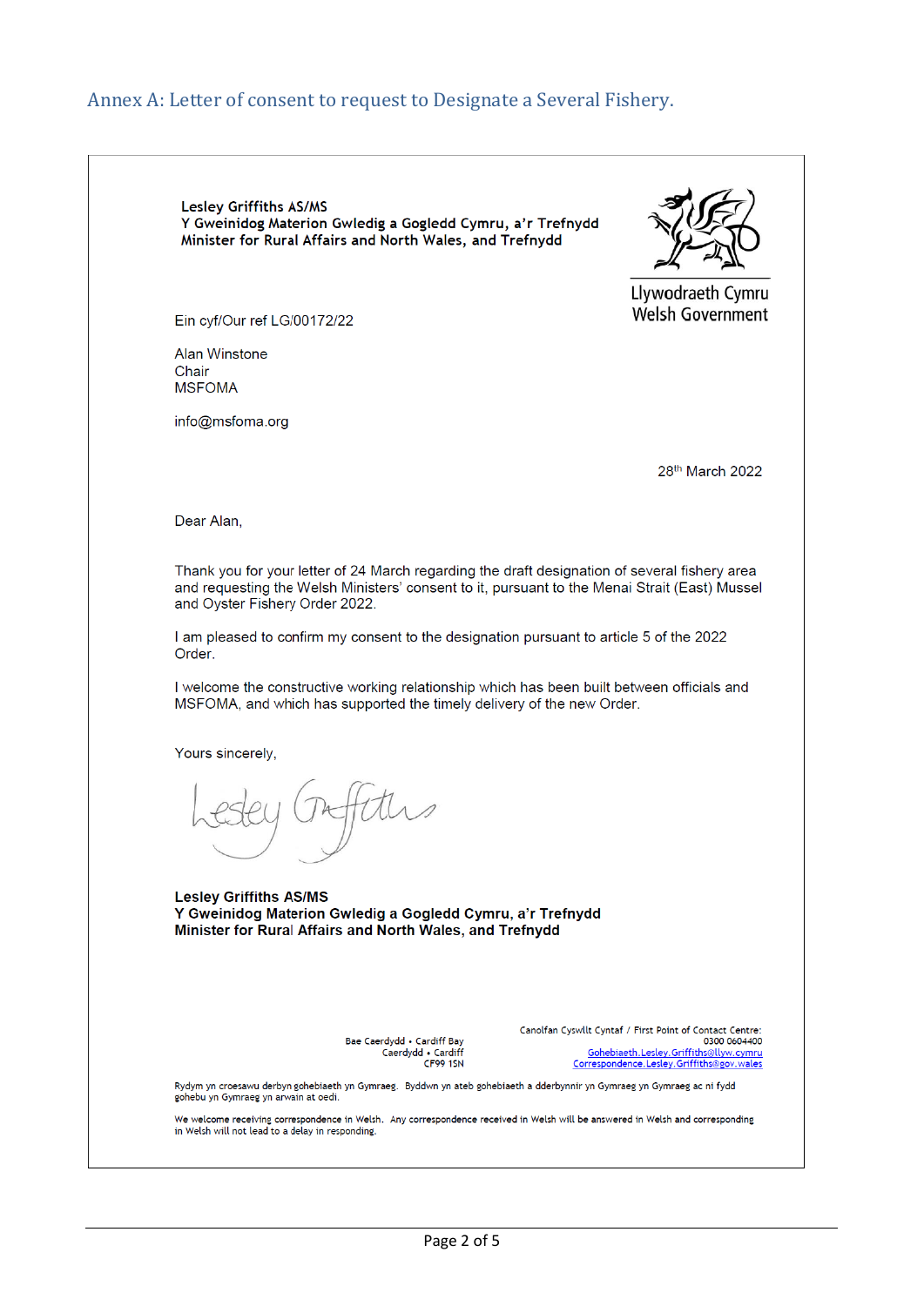## Annex A: Letter of consent to request to Designate a Several Fishery.

**Lesley Griffiths AS/MS**
**Y Gweinidog Materion Gwledig a Gogledd Cymru, a'r Trefnydd**
**Minister for Rural Affairs and North Wales, and Trefnydd**

Llywodraeth Cymru
Welsh Government

Ein cyf/Our ref LG/00172/22

Alan Winstone
Chair
MSFOMA

info@msfoma.org

28th March 2022

Dear Alan,

Thank you for your letter of 24 March regarding the draft designation of several fishery area and requesting the Welsh Ministers' consent to it, pursuant to the Menai Strait (East) Mussel and Oyster Fishery Order 2022.

I am pleased to confirm my consent to the designation pursuant to article 5 of the 2022 Order.

I welcome the constructive working relationship which has been built between officials and MSFOMA, and which has supported the timely delivery of the new Order.

Yours sincerely,

Lesley Griffiths

**Lesley Griffiths AS/MS**
**Y Gweinidog Materion Gwledig a Gogledd Cymru, a'r Trefnydd**
**Minister for Rural Affairs and North Wales, and Trefnydd**

Bae Caerdydd • Cardiff Bay
Caerdydd • Cardiff
CF99 1SN

Canolfan Cyswllt Cyntaf / First Point of Contact Centre:
0300 0604400
Gohebiaeth.Lesley.Griffiths@llyw.cymru
Correspondence.Lesley.Griffiths@gov.wales

Rydym yn croesawu derbyn gohebiaeth yn Gymraeg. Byddwn yn ateb gohebiaeth a dderbynnir yn Gymraeg yn Gymraeg ac ni fydd gohebu yn Gymraeg yn arwain at oedi.

We welcome receiving correspondence in Welsh. Any correspondence received in Welsh will be answered in Welsh and corresponding in Welsh will not lead to a delay in responding.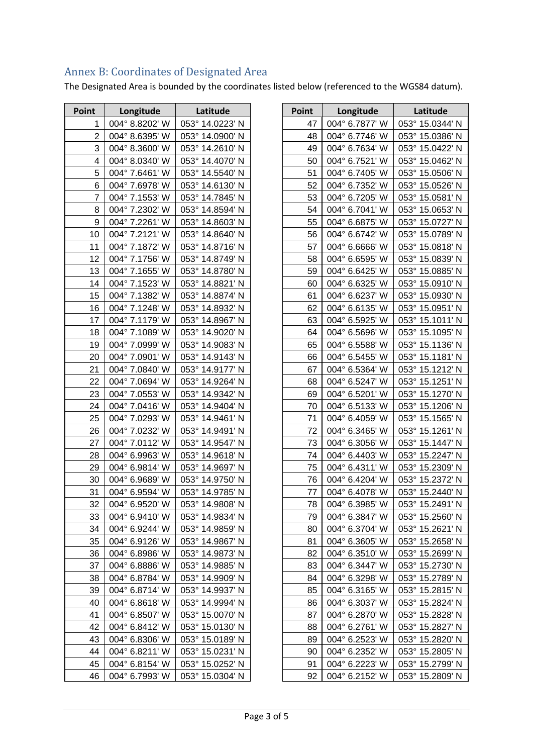## Annex B: Coordinates of Designated Area

The Designated Area is bounded by the coordinates listed below (referenced to the WGS84 datum).

| Point | Longitude | Latitude |
|---|---|---|
| 1 | 004° 8.8202' W | 053° 14.0223' N |
| 2 | 004° 8.6395' W | 053° 14.0900' N |
| 3 | 004° 8.3600' W | 053° 14.2610' N |
| 4 | 004° 8.0340' W | 053° 14.4070' N |
| 5 | 004° 7.6461' W | 053° 14.5540' N |
| 6 | 004° 7.6978' W | 053° 14.6130' N |
| 7 | 004° 7.1553' W | 053° 14.7845' N |
| 8 | 004° 7.2302' W | 053° 14.8594' N |
| 9 | 004° 7.2261' W | 053° 14.8603' N |
| 10 | 004° 7.2121' W | 053° 14.8640' N |
| 11 | 004° 7.1872' W | 053° 14.8716' N |
| 12 | 004° 7.1756' W | 053° 14.8749' N |
| 13 | 004° 7.1655' W | 053° 14.8780' N |
| 14 | 004° 7.1523' W | 053° 14.8821' N |
| 15 | 004° 7.1382' W | 053° 14.8874' N |
| 16 | 004° 7.1248' W | 053° 14.8932' N |
| 17 | 004° 7.1179' W | 053° 14.8967' N |
| 18 | 004° 7.1089' W | 053° 14.9020' N |
| 19 | 004° 7.0999' W | 053° 14.9083' N |
| 20 | 004° 7.0901' W | 053° 14.9143' N |
| 21 | 004° 7.0840' W | 053° 14.9177' N |
| 22 | 004° 7.0694' W | 053° 14.9264' N |
| 23 | 004° 7.0553' W | 053° 14.9342' N |
| 24 | 004° 7.0416' W | 053° 14.9404' N |
| 25 | 004° 7.0293' W | 053° 14.9461' N |
| 26 | 004° 7.0232' W | 053° 14.9491' N |
| 27 | 004° 7.0112' W | 053° 14.9547' N |
| 28 | 004° 6.9963' W | 053° 14.9618' N |
| 29 | 004° 6.9814' W | 053° 14.9697' N |
| 30 | 004° 6.9689' W | 053° 14.9750' N |
| 31 | 004° 6.9594' W | 053° 14.9785' N |
| 32 | 004° 6.9520' W | 053° 14.9808' N |
| 33 | 004° 6.9410' W | 053° 14.9834' N |
| 34 | 004° 6.9244' W | 053° 14.9859' N |
| 35 | 004° 6.9126' W | 053° 14.9867' N |
| 36 | 004° 6.8986' W | 053° 14.9873' N |
| 37 | 004° 6.8886' W | 053° 14.9885' N |
| 38 | 004° 6.8784' W | 053° 14.9909' N |
| 39 | 004° 6.8714' W | 053° 14.9937' N |
| 40 | 004° 6.8618' W | 053° 14.9994' N |
| 41 | 004° 6.8507' W | 053° 15.0070' N |
| 42 | 004° 6.8412' W | 053° 15.0130' N |
| 43 | 004° 6.8306' W | 053° 15.0189' N |
| 44 | 004° 6.8211' W | 053° 15.0231' N |
| 45 | 004° 6.8154' W | 053° 15.0252' N |
| 46 | 004° 6.7993' W | 053° 15.0304' N |
| 47 | 004° 6.7877' W | 053° 15.0344' N |
| 48 | 004° 6.7746' W | 053° 15.0386' N |
| 49 | 004° 6.7634' W | 053° 15.0422' N |
| 50 | 004° 6.7521' W | 053° 15.0462' N |
| 51 | 004° 6.7405' W | 053° 15.0506' N |
| 52 | 004° 6.7352' W | 053° 15.0526' N |
| 53 | 004° 6.7205' W | 053° 15.0581' N |
| 54 | 004° 6.7041' W | 053° 15.0653' N |
| 55 | 004° 6.6875' W | 053° 15.0727' N |
| 56 | 004° 6.6742' W | 053° 15.0789' N |
| 57 | 004° 6.6666' W | 053° 15.0818' N |
| 58 | 004° 6.6595' W | 053° 15.0839' N |
| 59 | 004° 6.6425' W | 053° 15.0885' N |
| 60 | 004° 6.6325' W | 053° 15.0910' N |
| 61 | 004° 6.6237' W | 053° 15.0930' N |
| 62 | 004° 6.6135' W | 053° 15.0951' N |
| 63 | 004° 6.5925' W | 053° 15.1011' N |
| 64 | 004° 6.5696' W | 053° 15.1095' N |
| 65 | 004° 6.5588' W | 053° 15.1136' N |
| 66 | 004° 6.5455' W | 053° 15.1181' N |
| 67 | 004° 6.5364' W | 053° 15.1212' N |
| 68 | 004° 6.5247' W | 053° 15.1251' N |
| 69 | 004° 6.5201' W | 053° 15.1270' N |
| 70 | 004° 6.5133' W | 053° 15.1206' N |
| 71 | 004° 6.4059' W | 053° 15.1565' N |
| 72 | 004° 6.3465' W | 053° 15.1261' N |
| 73 | 004° 6.3056' W | 053° 15.1447' N |
| 74 | 004° 6.4403' W | 053° 15.2247' N |
| 75 | 004° 6.4311' W | 053° 15.2309' N |
| 76 | 004° 6.4204' W | 053° 15.2372' N |
| 77 | 004° 6.4078' W | 053° 15.2440' N |
| 78 | 004° 6.3985' W | 053° 15.2491' N |
| 79 | 004° 6.3847' W | 053° 15.2560' N |
| 80 | 004° 6.3704' W | 053° 15.2621' N |
| 81 | 004° 6.3605' W | 053° 15.2658' N |
| 82 | 004° 6.3510' W | 053° 15.2699' N |
| 83 | 004° 6.3447' W | 053° 15.2730' N |
| 84 | 004° 6.3298' W | 053° 15.2789' N |
| 85 | 004° 6.3165' W | 053° 15.2815' N |
| 86 | 004° 6.3037' W | 053° 15.2824' N |
| 87 | 004° 6.2870' W | 053° 15.2828' N |
| 88 | 004° 6.2761' W | 053° 15.2827' N |
| 89 | 004° 6.2523' W | 053° 15.2820' N |
| 90 | 004° 6.2352' W | 053° 15.2805' N |
| 91 | 004° 6.2223' W | 053° 15.2799' N |
| 92 | 004° 6.2152' W | 053° 15.2809' N |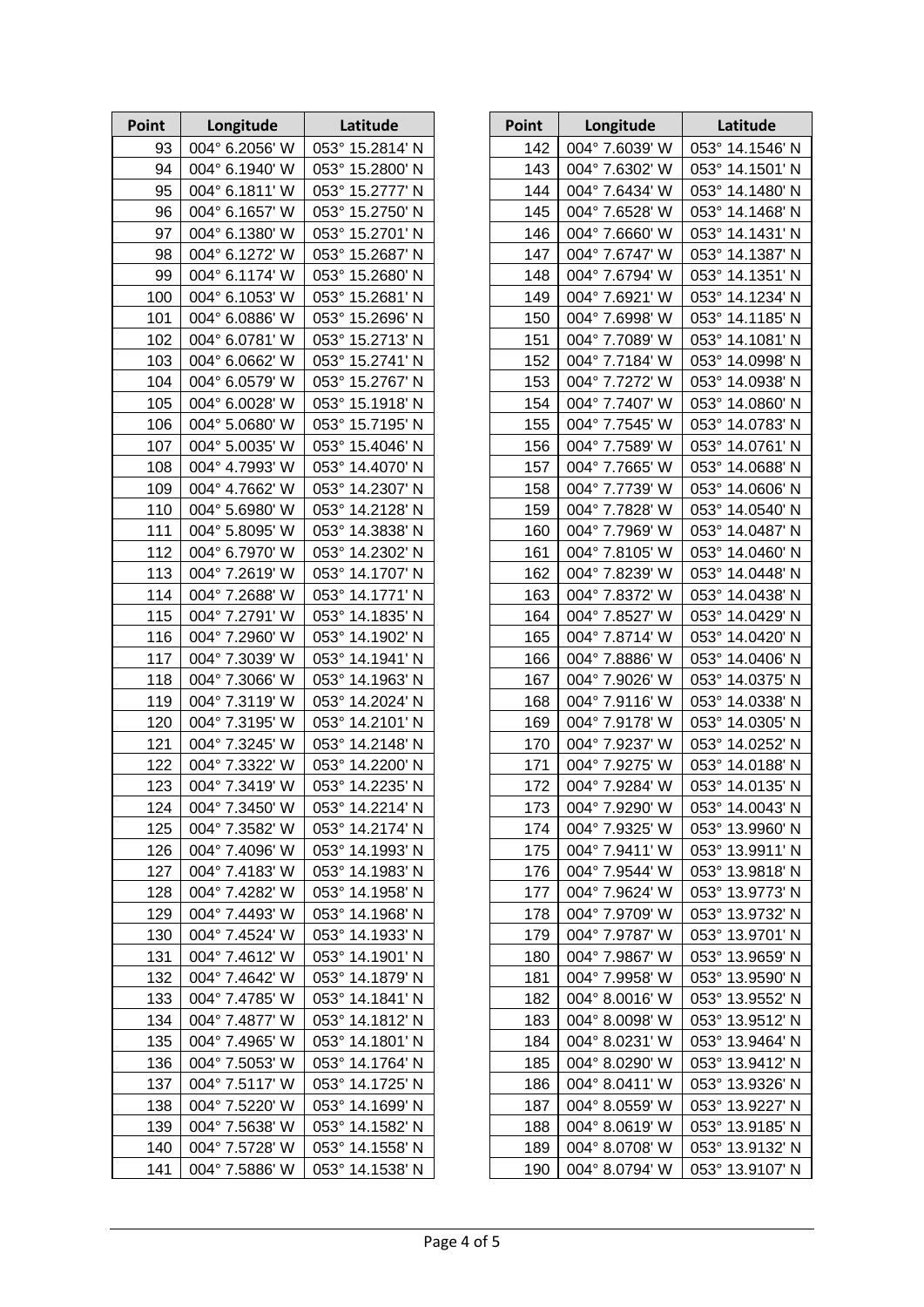| Point | Longitude | Latitude |
|---|---|---|
| 93 | 004° 6.2056' W | 053° 15.2814' N |
| 94 | 004° 6.1940' W | 053° 15.2800' N |
| 95 | 004° 6.1811' W | 053° 15.2777' N |
| 96 | 004° 6.1657' W | 053° 15.2750' N |
| 97 | 004° 6.1380' W | 053° 15.2701' N |
| 98 | 004° 6.1272' W | 053° 15.2687' N |
| 99 | 004° 6.1174' W | 053° 15.2680' N |
| 100 | 004° 6.1053' W | 053° 15.2681' N |
| 101 | 004° 6.0886' W | 053° 15.2696' N |
| 102 | 004° 6.0781' W | 053° 15.2713' N |
| 103 | 004° 6.0662' W | 053° 15.2741' N |
| 104 | 004° 6.0579' W | 053° 15.2767' N |
| 105 | 004° 6.0028' W | 053° 15.1918' N |
| 106 | 004° 5.0680' W | 053° 15.7195' N |
| 107 | 004° 5.0035' W | 053° 15.4046' N |
| 108 | 004° 4.7993' W | 053° 14.4070' N |
| 109 | 004° 4.7662' W | 053° 14.2307' N |
| 110 | 004° 5.6980' W | 053° 14.2128' N |
| 111 | 004° 5.8095' W | 053° 14.3838' N |
| 112 | 004° 6.7970' W | 053° 14.2302' N |
| 113 | 004° 7.2619' W | 053° 14.1707' N |
| 114 | 004° 7.2688' W | 053° 14.1771' N |
| 115 | 004° 7.2791' W | 053° 14.1835' N |
| 116 | 004° 7.2960' W | 053° 14.1902' N |
| 117 | 004° 7.3039' W | 053° 14.1941' N |
| 118 | 004° 7.3066' W | 053° 14.1963' N |
| 119 | 004° 7.3119' W | 053° 14.2024' N |
| 120 | 004° 7.3195' W | 053° 14.2101' N |
| 121 | 004° 7.3245' W | 053° 14.2148' N |
| 122 | 004° 7.3322' W | 053° 14.2200' N |
| 123 | 004° 7.3419' W | 053° 14.2235' N |
| 124 | 004° 7.3450' W | 053° 14.2214' N |
| 125 | 004° 7.3582' W | 053° 14.2174' N |
| 126 | 004° 7.4096' W | 053° 14.1993' N |
| 127 | 004° 7.4183' W | 053° 14.1983' N |
| 128 | 004° 7.4282' W | 053° 14.1958' N |
| 129 | 004° 7.4493' W | 053° 14.1968' N |
| 130 | 004° 7.4524' W | 053° 14.1933' N |
| 131 | 004° 7.4612' W | 053° 14.1901' N |
| 132 | 004° 7.4642' W | 053° 14.1879' N |
| 133 | 004° 7.4785' W | 053° 14.1841' N |
| 134 | 004° 7.4877' W | 053° 14.1812' N |
| 135 | 004° 7.4965' W | 053° 14.1801' N |
| 136 | 004° 7.5053' W | 053° 14.1764' N |
| 137 | 004° 7.5117' W | 053° 14.1725' N |
| 138 | 004° 7.5220' W | 053° 14.1699' N |
| 139 | 004° 7.5638' W | 053° 14.1582' N |
| 140 | 004° 7.5728' W | 053° 14.1558' N |
| 141 | 004° 7.5886' W | 053° 14.1538' N |
| 142 | 004° 7.6039' W | 053° 14.1546' N |
| 143 | 004° 7.6302' W | 053° 14.1501' N |
| 144 | 004° 7.6434' W | 053° 14.1480' N |
| 145 | 004° 7.6528' W | 053° 14.1468' N |
| 146 | 004° 7.6660' W | 053° 14.1431' N |
| 147 | 004° 7.6747' W | 053° 14.1387' N |
| 148 | 004° 7.6794' W | 053° 14.1351' N |
| 149 | 004° 7.6921' W | 053° 14.1234' N |
| 150 | 004° 7.6998' W | 053° 14.1185' N |
| 151 | 004° 7.7089' W | 053° 14.1081' N |
| 152 | 004° 7.7184' W | 053° 14.0998' N |
| 153 | 004° 7.7272' W | 053° 14.0938' N |
| 154 | 004° 7.7407' W | 053° 14.0860' N |
| 155 | 004° 7.7545' W | 053° 14.0783' N |
| 156 | 004° 7.7589' W | 053° 14.0761' N |
| 157 | 004° 7.7665' W | 053° 14.0688' N |
| 158 | 004° 7.7739' W | 053° 14.0606' N |
| 159 | 004° 7.7828' W | 053° 14.0540' N |
| 160 | 004° 7.7969' W | 053° 14.0487' N |
| 161 | 004° 7.8105' W | 053° 14.0460' N |
| 162 | 004° 7.8239' W | 053° 14.0448' N |
| 163 | 004° 7.8372' W | 053° 14.0438' N |
| 164 | 004° 7.8527' W | 053° 14.0429' N |
| 165 | 004° 7.8714' W | 053° 14.0420' N |
| 166 | 004° 7.8886' W | 053° 14.0406' N |
| 167 | 004° 7.9026' W | 053° 14.0375' N |
| 168 | 004° 7.9116' W | 053° 14.0338' N |
| 169 | 004° 7.9178' W | 053° 14.0305' N |
| 170 | 004° 7.9237' W | 053° 14.0252' N |
| 171 | 004° 7.9275' W | 053° 14.0188' N |
| 172 | 004° 7.9284' W | 053° 14.0135' N |
| 173 | 004° 7.9290' W | 053° 14.0043' N |
| 174 | 004° 7.9325' W | 053° 13.9960' N |
| 175 | 004° 7.9411' W | 053° 13.9911' N |
| 176 | 004° 7.9544' W | 053° 13.9818' N |
| 177 | 004° 7.9624' W | 053° 13.9773' N |
| 178 | 004° 7.9709' W | 053° 13.9732' N |
| 179 | 004° 7.9787' W | 053° 13.9701' N |
| 180 | 004° 7.9867' W | 053° 13.9659' N |
| 181 | 004° 7.9958' W | 053° 13.9590' N |
| 182 | 004° 8.0016' W | 053° 13.9552' N |
| 183 | 004° 8.0098' W | 053° 13.9512' N |
| 184 | 004° 8.0231' W | 053° 13.9464' N |
| 185 | 004° 8.0290' W | 053° 13.9412' N |
| 186 | 004° 8.0411' W | 053° 13.9326' N |
| 187 | 004° 8.0559' W | 053° 13.9227' N |
| 188 | 004° 8.0619' W | 053° 13.9185' N |
| 189 | 004° 8.0708' W | 053° 13.9132' N |
| 190 | 004° 8.0794' W | 053° 13.9107' N |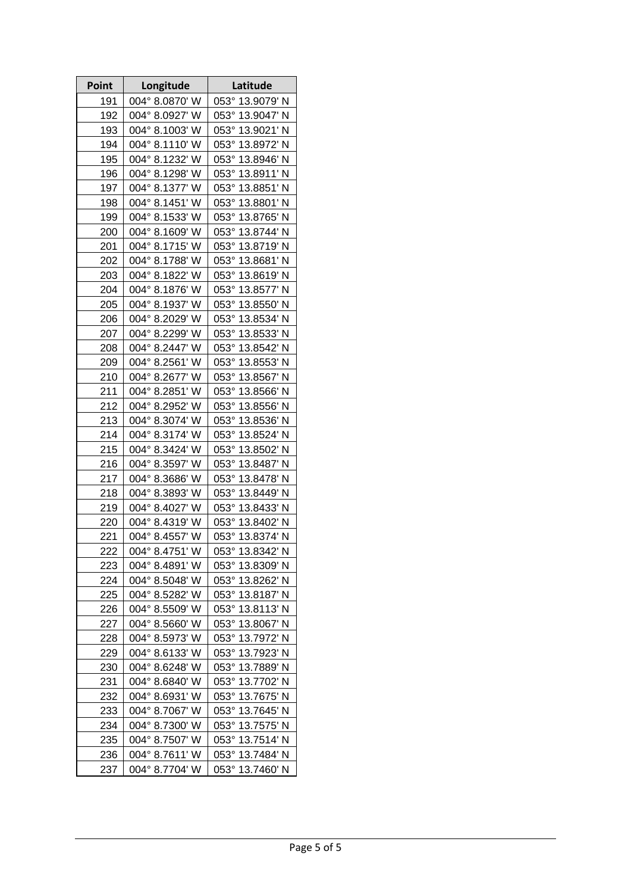| Point | Longitude | Latitude |
|---|---|---|
| 191 | 004° 8.0870' W | 053° 13.9079' N |
| 192 | 004° 8.0927' W | 053° 13.9047' N |
| 193 | 004° 8.1003' W | 053° 13.9021' N |
| 194 | 004° 8.1110' W | 053° 13.8972' N |
| 195 | 004° 8.1232' W | 053° 13.8946' N |
| 196 | 004° 8.1298' W | 053° 13.8911' N |
| 197 | 004° 8.1377' W | 053° 13.8851' N |
| 198 | 004° 8.1451' W | 053° 13.8801' N |
| 199 | 004° 8.1533' W | 053° 13.8765' N |
| 200 | 004° 8.1609' W | 053° 13.8744' N |
| 201 | 004° 8.1715' W | 053° 13.8719' N |
| 202 | 004° 8.1788' W | 053° 13.8681' N |
| 203 | 004° 8.1822' W | 053° 13.8619' N |
| 204 | 004° 8.1876' W | 053° 13.8577' N |
| 205 | 004° 8.1937' W | 053° 13.8550' N |
| 206 | 004° 8.2029' W | 053° 13.8534' N |
| 207 | 004° 8.2299' W | 053° 13.8533' N |
| 208 | 004° 8.2447' W | 053° 13.8542' N |
| 209 | 004° 8.2561' W | 053° 13.8553' N |
| 210 | 004° 8.2677' W | 053° 13.8567' N |
| 211 | 004° 8.2851' W | 053° 13.8566' N |
| 212 | 004° 8.2952' W | 053° 13.8556' N |
| 213 | 004° 8.3074' W | 053° 13.8536' N |
| 214 | 004° 8.3174' W | 053° 13.8524' N |
| 215 | 004° 8.3424' W | 053° 13.8502' N |
| 216 | 004° 8.3597' W | 053° 13.8487' N |
| 217 | 004° 8.3686' W | 053° 13.8478' N |
| 218 | 004° 8.3893' W | 053° 13.8449' N |
| 219 | 004° 8.4027' W | 053° 13.8433' N |
| 220 | 004° 8.4319' W | 053° 13.8402' N |
| 221 | 004° 8.4557' W | 053° 13.8374' N |
| 222 | 004° 8.4751' W | 053° 13.8342' N |
| 223 | 004° 8.4891' W | 053° 13.8309' N |
| 224 | 004° 8.5048' W | 053° 13.8262' N |
| 225 | 004° 8.5282' W | 053° 13.8187' N |
| 226 | 004° 8.5509' W | 053° 13.8113' N |
| 227 | 004° 8.5660' W | 053° 13.8067' N |
| 228 | 004° 8.5973' W | 053° 13.7972' N |
| 229 | 004° 8.6133' W | 053° 13.7923' N |
| 230 | 004° 8.6248' W | 053° 13.7889' N |
| 231 | 004° 8.6840' W | 053° 13.7702' N |
| 232 | 004° 8.6931' W | 053° 13.7675' N |
| 233 | 004° 8.7067' W | 053° 13.7645' N |
| 234 | 004° 8.7300' W | 053° 13.7575' N |
| 235 | 004° 8.7507' W | 053° 13.7514' N |
| 236 | 004° 8.7611' W | 053° 13.7484' N |
| 237 | 004° 8.7704' W | 053° 13.7460' N |